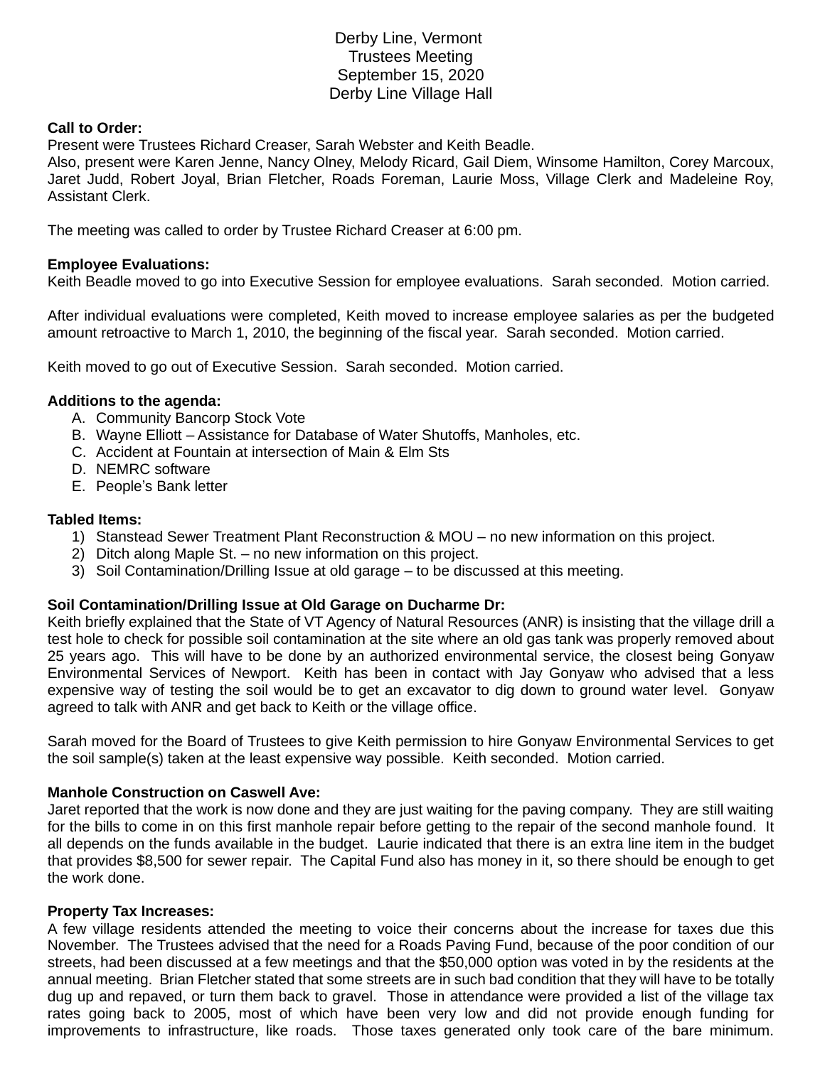# Derby Line, Vermont
## Trustees Meeting
## September 15, 2020
## Derby Line Village Hall

**Call to Order:**
Present were Trustees Richard Creaser, Sarah Webster and Keith Beadle.
Also, present were Karen Jenne, Nancy Olney, Melody Ricard, Gail Diem, Winsome Hamilton, Corey Marcoux, Jaret Judd, Robert Joyal, Brian Fletcher, Roads Foreman, Laurie Moss, Village Clerk and Madeleine Roy, Assistant Clerk.

The meeting was called to order by Trustee Richard Creaser at 6:00 pm.

**Employee Evaluations:**
Keith Beadle moved to go into Executive Session for employee evaluations. Sarah seconded. Motion carried.

After individual evaluations were completed, Keith moved to increase employee salaries as per the budgeted amount retroactive to March 1, 2010, the beginning of the fiscal year. Sarah seconded. Motion carried.

Keith moved to go out of Executive Session. Sarah seconded. Motion carried.

**Additions to the agenda:**

A. Community Bancorp Stock Vote
B. Wayne Elliott – Assistance for Database of Water Shutoffs, Manholes, etc.
C. Accident at Fountain at intersection of Main & Elm Sts
D. NEMRC software
E. People's Bank letter

**Tabled Items:**

1) Stanstead Sewer Treatment Plant Reconstruction & MOU – no new information on this project.
2) Ditch along Maple St. – no new information on this project.
3) Soil Contamination/Drilling Issue at old garage – to be discussed at this meeting.

**Soil Contamination/Drilling Issue at Old Garage on Ducharme Dr:**
Keith briefly explained that the State of VT Agency of Natural Resources (ANR) is insisting that the village drill a test hole to check for possible soil contamination at the site where an old gas tank was properly removed about 25 years ago. This will have to be done by an authorized environmental service, the closest being Gonyaw Environmental Services of Newport. Keith has been in contact with Jay Gonyaw who advised that a less expensive way of testing the soil would be to get an excavator to dig down to ground water level. Gonyaw agreed to talk with ANR and get back to Keith or the village office.

Sarah moved for the Board of Trustees to give Keith permission to hire Gonyaw Environmental Services to get the soil sample(s) taken at the least expensive way possible. Keith seconded. Motion carried.

**Manhole Construction on Caswell Ave:**
Jaret reported that the work is now done and they are just waiting for the paving company. They are still waiting for the bills to come in on this first manhole repair before getting to the repair of the second manhole found. It all depends on the funds available in the budget. Laurie indicated that there is an extra line item in the budget that provides $8,500 for sewer repair. The Capital Fund also has money in it, so there should be enough to get the work done.

**Property Tax Increases:**
A few village residents attended the meeting to voice their concerns about the increase for taxes due this November. The Trustees advised that the need for a Roads Paving Fund, because of the poor condition of our streets, had been discussed at a few meetings and that the $50,000 option was voted in by the residents at the annual meeting. Brian Fletcher stated that some streets are in such bad condition that they will have to be totally dug up and repaved, or turn them back to gravel. Those in attendance were provided a list of the village tax rates going back to 2005, most of which have been very low and did not provide enough funding for improvements to infrastructure, like roads. Those taxes generated only took care of the bare minimum.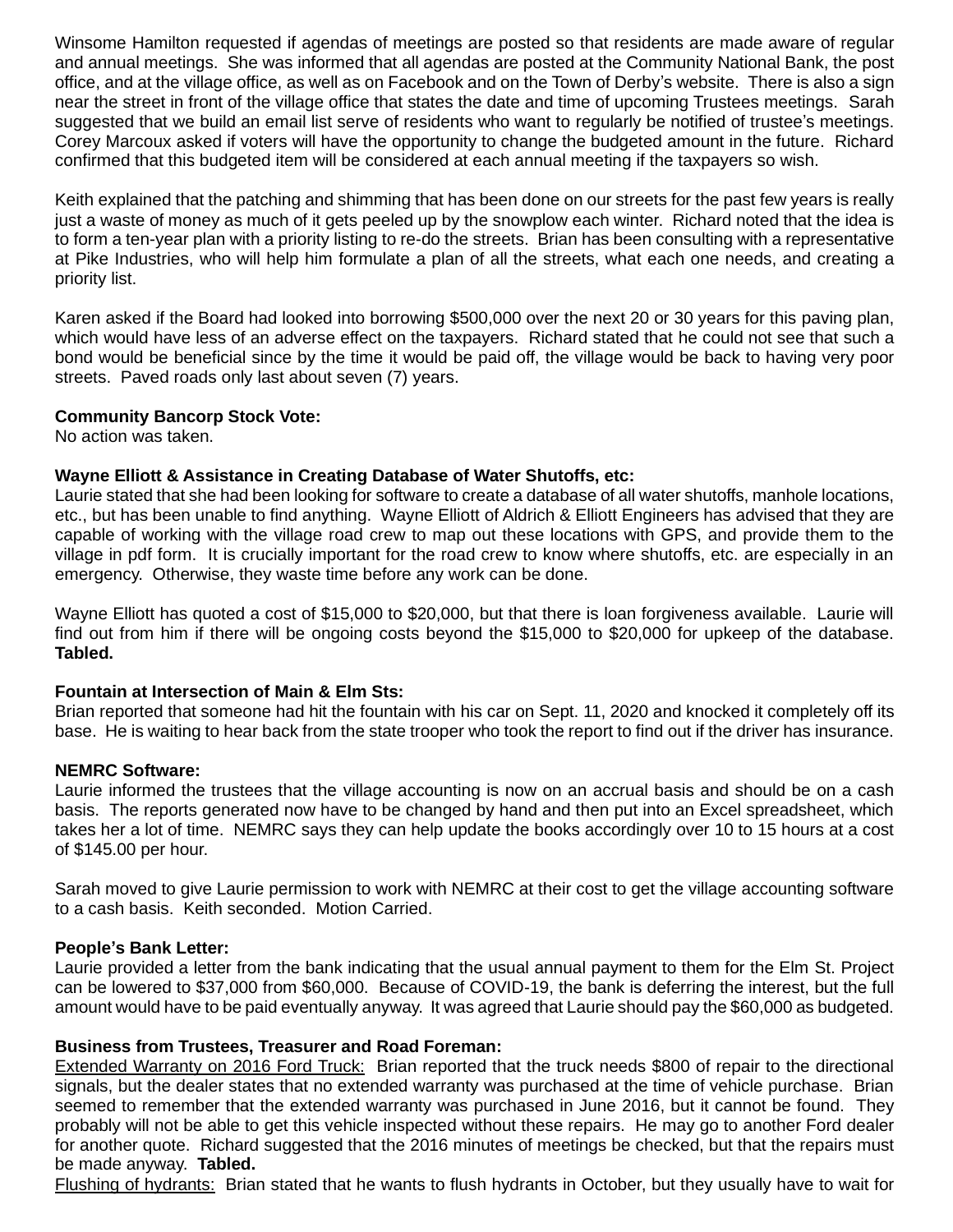Winsome Hamilton requested if agendas of meetings are posted so that residents are made aware of regular and annual meetings. She was informed that all agendas are posted at the Community National Bank, the post office, and at the village office, as well as on Facebook and on the Town of Derby's website. There is also a sign near the street in front of the village office that states the date and time of upcoming Trustees meetings. Sarah suggested that we build an email list serve of residents who want to regularly be notified of trustee's meetings. Corey Marcoux asked if voters will have the opportunity to change the budgeted amount in the future. Richard confirmed that this budgeted item will be considered at each annual meeting if the taxpayers so wish.

Keith explained that the patching and shimming that has been done on our streets for the past few years is really just a waste of money as much of it gets peeled up by the snowplow each winter. Richard noted that the idea is to form a ten-year plan with a priority listing to re-do the streets. Brian has been consulting with a representative at Pike Industries, who will help him formulate a plan of all the streets, what each one needs, and creating a priority list.

Karen asked if the Board had looked into borrowing $500,000 over the next 20 or 30 years for this paving plan, which would have less of an adverse effect on the taxpayers. Richard stated that he could not see that such a bond would be beneficial since by the time it would be paid off, the village would be back to having very poor streets. Paved roads only last about seven (7) years.

**Community Bancorp Stock Vote:**
No action was taken.

**Wayne Elliott & Assistance in Creating Database of Water Shutoffs, etc:**
Laurie stated that she had been looking for software to create a database of all water shutoffs, manhole locations, etc., but has been unable to find anything. Wayne Elliott of Aldrich & Elliott Engineers has advised that they are capable of working with the village road crew to map out these locations with GPS, and provide them to the village in pdf form. It is crucially important for the road crew to know where shutoffs, etc. are especially in an emergency. Otherwise, they waste time before any work can be done.

Wayne Elliott has quoted a cost of $15,000 to $20,000, but that there is loan forgiveness available. Laurie will find out from him if there will be ongoing costs beyond the $15,000 to $20,000 for upkeep of the database. **Tabled.**

**Fountain at Intersection of Main & Elm Sts:**
Brian reported that someone had hit the fountain with his car on Sept. 11, 2020 and knocked it completely off its base. He is waiting to hear back from the state trooper who took the report to find out if the driver has insurance.

**NEMRC Software:**
Laurie informed the trustees that the village accounting is now on an accrual basis and should be on a cash basis. The reports generated now have to be changed by hand and then put into an Excel spreadsheet, which takes her a lot of time. NEMRC says they can help update the books accordingly over 10 to 15 hours at a cost of $145.00 per hour.

Sarah moved to give Laurie permission to work with NEMRC at their cost to get the village accounting software to a cash basis. Keith seconded. Motion Carried.

**People's Bank Letter:**
Laurie provided a letter from the bank indicating that the usual annual payment to them for the Elm St. Project can be lowered to $37,000 from $60,000. Because of COVID-19, the bank is deferring the interest, but the full amount would have to be paid eventually anyway. It was agreed that Laurie should pay the $60,000 as budgeted.

**Business from Trustees, Treasurer and Road Foreman:**
<u>Extended Warranty on 2016 Ford Truck:</u> Brian reported that the truck needs $800 of repair to the directional signals, but the dealer states that no extended warranty was purchased at the time of vehicle purchase. Brian seemed to remember that the extended warranty was purchased in June 2016, but it cannot be found. They probably will not be able to get this vehicle inspected without these repairs. He may go to another Ford dealer for another quote. Richard suggested that the 2016 minutes of meetings be checked, but that the repairs must be made anyway. **Tabled.**
<u>Flushing of hydrants:</u> Brian stated that he wants to flush hydrants in October, but they usually have to wait for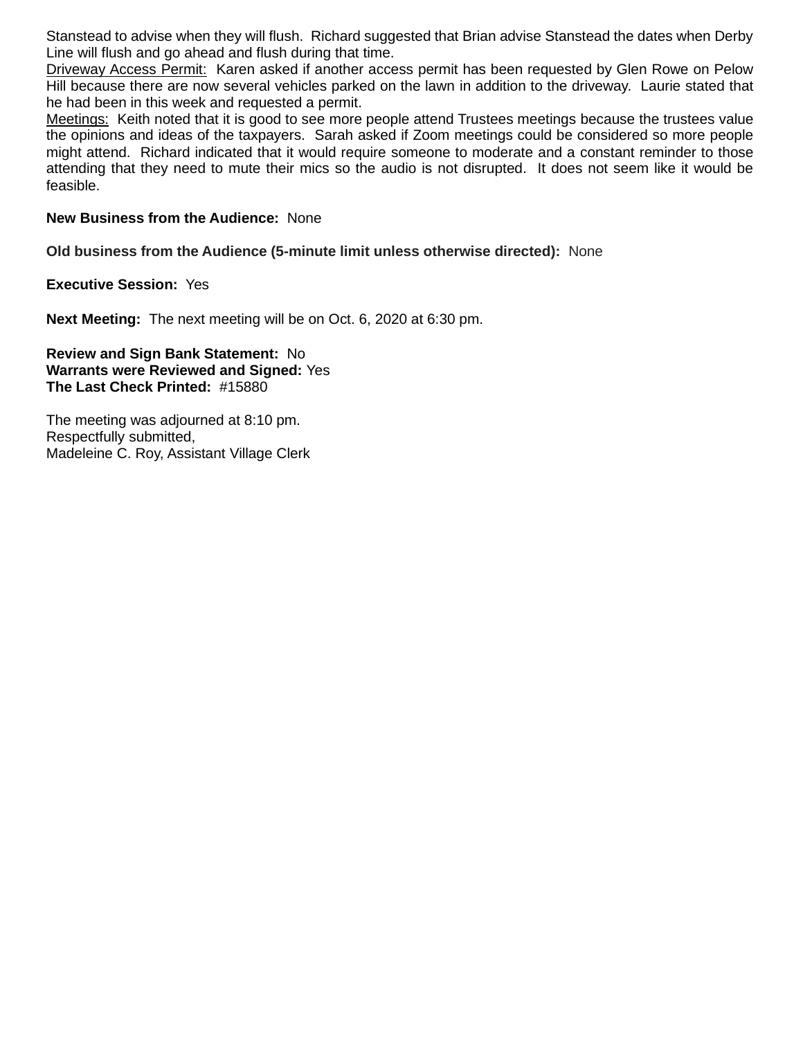Stanstead to advise when they will flush. Richard suggested that Brian advise Stanstead the dates when Derby Line will flush and go ahead and flush during that time.

Driveway Access Permit: Karen asked if another access permit has been requested by Glen Rowe on Pelow Hill because there are now several vehicles parked on the lawn in addition to the driveway. Laurie stated that he had been in this week and requested a permit.

Meetings: Keith noted that it is good to see more people attend Trustees meetings because the trustees value the opinions and ideas of the taxpayers. Sarah asked if Zoom meetings could be considered so more people might attend. Richard indicated that it would require someone to moderate and a constant reminder to those attending that they need to mute their mics so the audio is not disrupted. It does not seem like it would be feasible.

**New Business from the Audience:** None

**Old business from the Audience (5-minute limit unless otherwise directed):** None

**Executive Session:** Yes

**Next Meeting:** The next meeting will be on Oct. 6, 2020 at 6:30 pm.

**Review and Sign Bank Statement:** No
**Warrants were Reviewed and Signed:** Yes
**The Last Check Printed:** #15880

The meeting was adjourned at 8:10 pm.
Respectfully submitted,
Madeleine C. Roy, Assistant Village Clerk